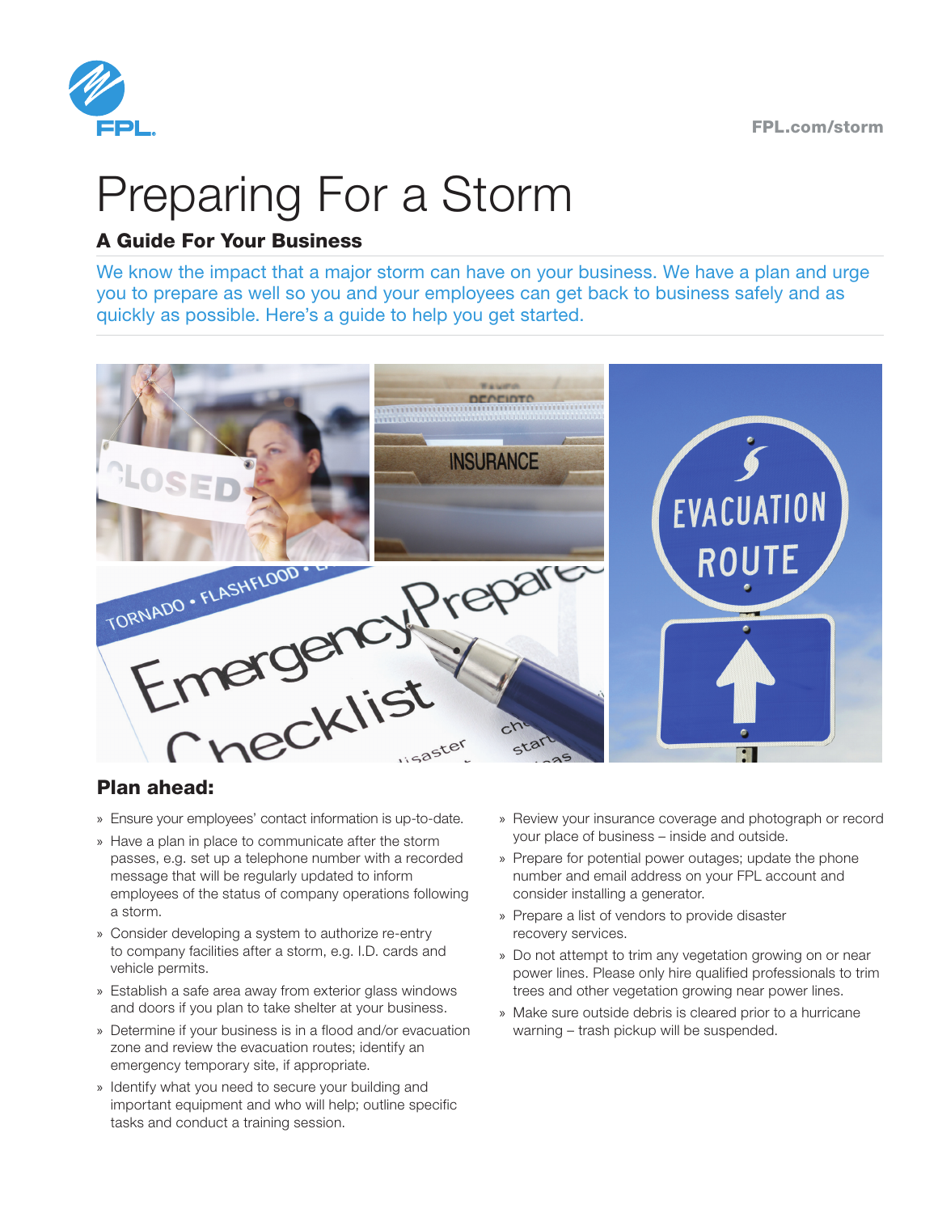FPL.com/storm

# Preparing For a Storm

### A Guide For Your Business

We know the impact that a major storm can have on your business. We have a plan and urge you to prepare as well so you and your employees can get back to business safely and as quickly as possible. Here's a guide to help you get started.

## Plan ahead:

- Ensure your employees' contact information is up-to-date.
- Have a plan in place to communicate after the storm passes, e.g. set up a telephone number with a recorded message that will be regularly updated to inform employees of the status of company operations following a storm.
- Consider developing a system to authorize re-entry to company facilities after a storm, e.g. I.D. cards and vehicle permits.
- Establish a safe area away from exterior glass windows and doors if you plan to take shelter at your business.
- Determine if your business is in a flood and/or evacuation zone and review the evacuation routes; identify an emergency temporary site, if appropriate.
- Identify what you need to secure your building and important equipment and who will help; outline specific tasks and conduct a training session.
- Review your insurance coverage and photograph or record your place of business – inside and outside.
- Prepare for potential power outages; update the phone number and email address on your FPL account and consider installing a generator.
- Prepare a list of vendors to provide disaster recovery services.
- Do not attempt to trim any vegetation growing on or near power lines. Please only hire qualified professionals to trim trees and other vegetation growing near power lines.
- Make sure outside debris is cleared prior to a hurricane warning – trash pickup will be suspended.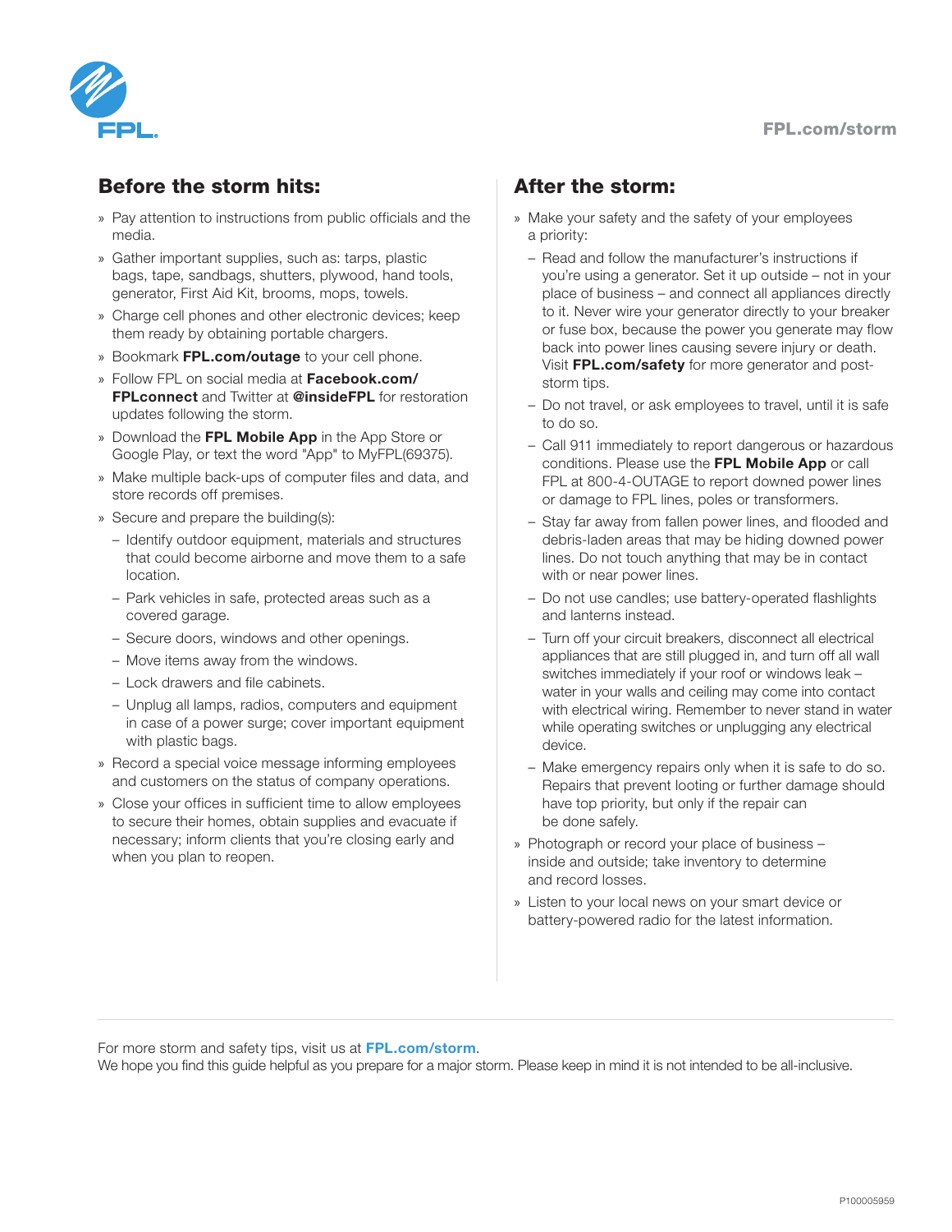FPL.com/storm

## Before the storm hits:

- Pay attention to instructions from public officials and the media.
- Gather important supplies, such as: tarps, plastic bags, tape, sandbags, shutters, plywood, hand tools, generator, First Aid Kit, brooms, mops, towels.
- Charge cell phones and other electronic devices; keep them ready by obtaining portable chargers.
- Bookmark **FPL.com/outage** to your cell phone.
- Follow FPL on social media at **Facebook.com/FPLconnect** and Twitter at **@insideFPL** for restoration updates following the storm.
- Download the **FPL Mobile App** in the App Store or Google Play, or text the word "App" to MyFPL(69375).
- Make multiple back-ups of computer files and data, and store records off premises.
- Secure and prepare the building(s):
  - Identify outdoor equipment, materials and structures that could become airborne and move them to a safe location.
  - Park vehicles in safe, protected areas such as a covered garage.
  - Secure doors, windows and other openings.
  - Move items away from the windows.
  - Lock drawers and file cabinets.
  - Unplug all lamps, radios, computers and equipment in case of a power surge; cover important equipment with plastic bags.
- Record a special voice message informing employees and customers on the status of company operations.
- Close your offices in sufficient time to allow employees to secure their homes, obtain supplies and evacuate if necessary; inform clients that you're closing early and when you plan to reopen.

## After the storm:

- Make your safety and the safety of your employees a priority:
  - Read and follow the manufacturer's instructions if you're using a generator. Set it up outside – not in your place of business – and connect all appliances directly to it. Never wire your generator directly to your breaker or fuse box, because the power you generate may flow back into power lines causing severe injury or death. Visit **FPL.com/safety** for more generator and post-storm tips.
  - Do not travel, or ask employees to travel, until it is safe to do so.
  - Call 911 immediately to report dangerous or hazardous conditions. Please use the **FPL Mobile App** or call FPL at 800-4-OUTAGE to report downed power lines or damage to FPL lines, poles or transformers.
  - Stay far away from fallen power lines, and flooded and debris-laden areas that may be hiding downed power lines. Do not touch anything that may be in contact with or near power lines.
  - Do not use candles; use battery-operated flashlights and lanterns instead.
  - Turn off your circuit breakers, disconnect all electrical appliances that are still plugged in, and turn off all wall switches immediately if your roof or windows leak – water in your walls and ceiling may come into contact with electrical wiring. Remember to never stand in water while operating switches or unplugging any electrical device.
  - Make emergency repairs only when it is safe to do so. Repairs that prevent looting or further damage should have top priority, but only if the repair can be done safely.
- Photograph or record your place of business – inside and outside; take inventory to determine and record losses.
- Listen to your local news on your smart device or battery-powered radio for the latest information.

For more storm and safety tips, visit us at **FPL.com/storm**.
We hope you find this guide helpful as you prepare for a major storm. Please keep in mind it is not intended to be all-inclusive.

P100005959